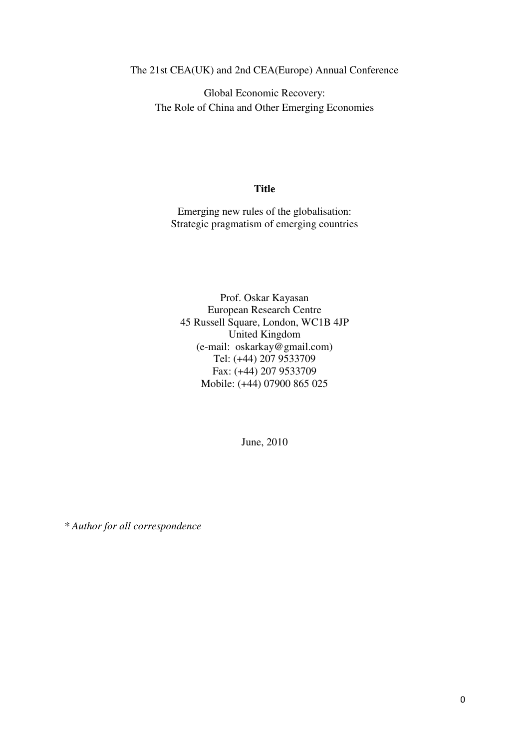The 21st CEA(UK) and 2nd CEA(Europe) Annual Conference

Global Economic Recovery:
The Role of China and Other Emerging Economies

**Title**

Emerging new rules of the globalisation:
Strategic pragmatism of emerging countries

Prof. Oskar Kayasan
European Research Centre
45 Russell Square, London, WC1B 4JP
United Kingdom
(e-mail: oskarkay@gmail.com)
Tel: (+44) 207 9533709
Fax: (+44) 207 9533709
Mobile: (+44) 07900 865 025

June, 2010

*\* Author for all correspondence*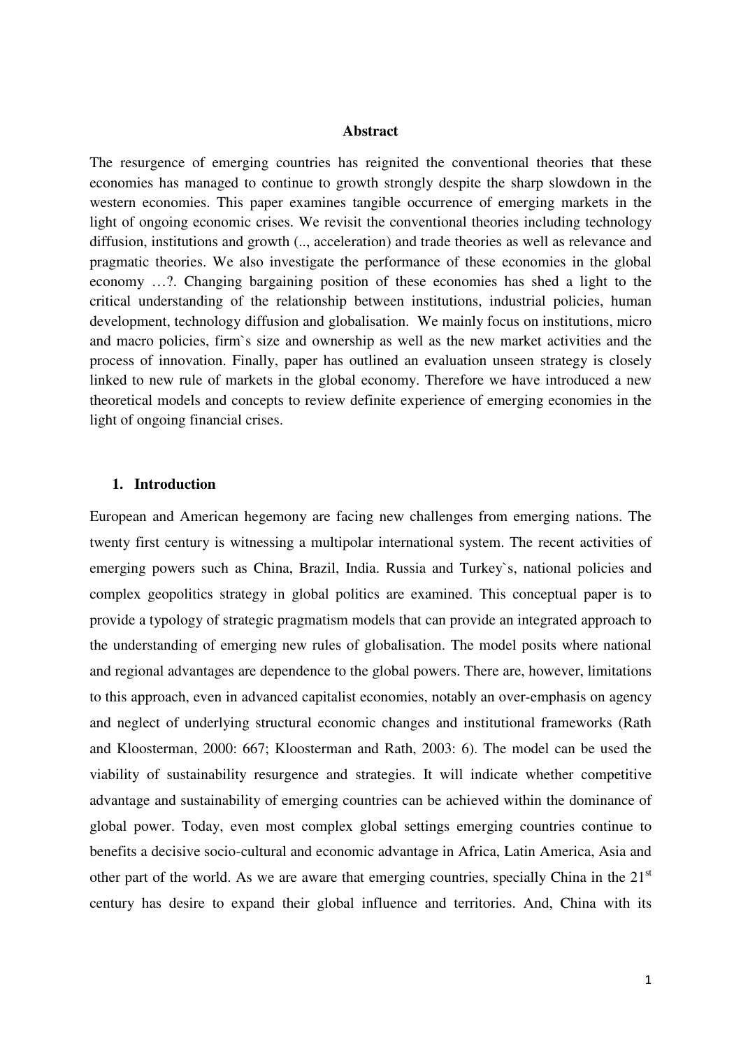**Abstract**

The resurgence of emerging countries has reignited the conventional theories that these economies has managed to continue to growth strongly despite the sharp slowdown in the western economies. This paper examines tangible occurrence of emerging markets in the light of ongoing economic crises. We revisit the conventional theories including technology diffusion, institutions and growth (.., acceleration) and trade theories as well as relevance and pragmatic theories. We also investigate the performance of these economies in the global economy …?. Changing bargaining position of these economies has shed a light to the critical understanding of the relationship between institutions, industrial policies, human development, technology diffusion and globalisation. We mainly focus on institutions, micro and macro policies, firm`s size and ownership as well as the new market activities and the process of innovation. Finally, paper has outlined an evaluation unseen strategy is closely linked to new rule of markets in the global economy. Therefore we have introduced a new theoretical models and concepts to review definite experience of emerging economies in the light of ongoing financial crises.

## 1. Introduction

European and American hegemony are facing new challenges from emerging nations. The twenty first century is witnessing a multipolar international system. The recent activities of emerging powers such as China, Brazil, India. Russia and Turkey`s, national policies and complex geopolitics strategy in global politics are examined. This conceptual paper is to provide a typology of strategic pragmatism models that can provide an integrated approach to the understanding of emerging new rules of globalisation. The model posits where national and regional advantages are dependence to the global powers. There are, however, limitations to this approach, even in advanced capitalist economies, notably an over-emphasis on agency and neglect of underlying structural economic changes and institutional frameworks (Rath and Kloosterman, 2000: 667; Kloosterman and Rath, 2003: 6). The model can be used the viability of sustainability resurgence and strategies. It will indicate whether competitive advantage and sustainability of emerging countries can be achieved within the dominance of global power. Today, even most complex global settings emerging countries continue to benefits a decisive socio-cultural and economic advantage in Africa, Latin America, Asia and other part of the world. As we are aware that emerging countries, specially China in the 21st century has desire to expand their global influence and territories. And, China with its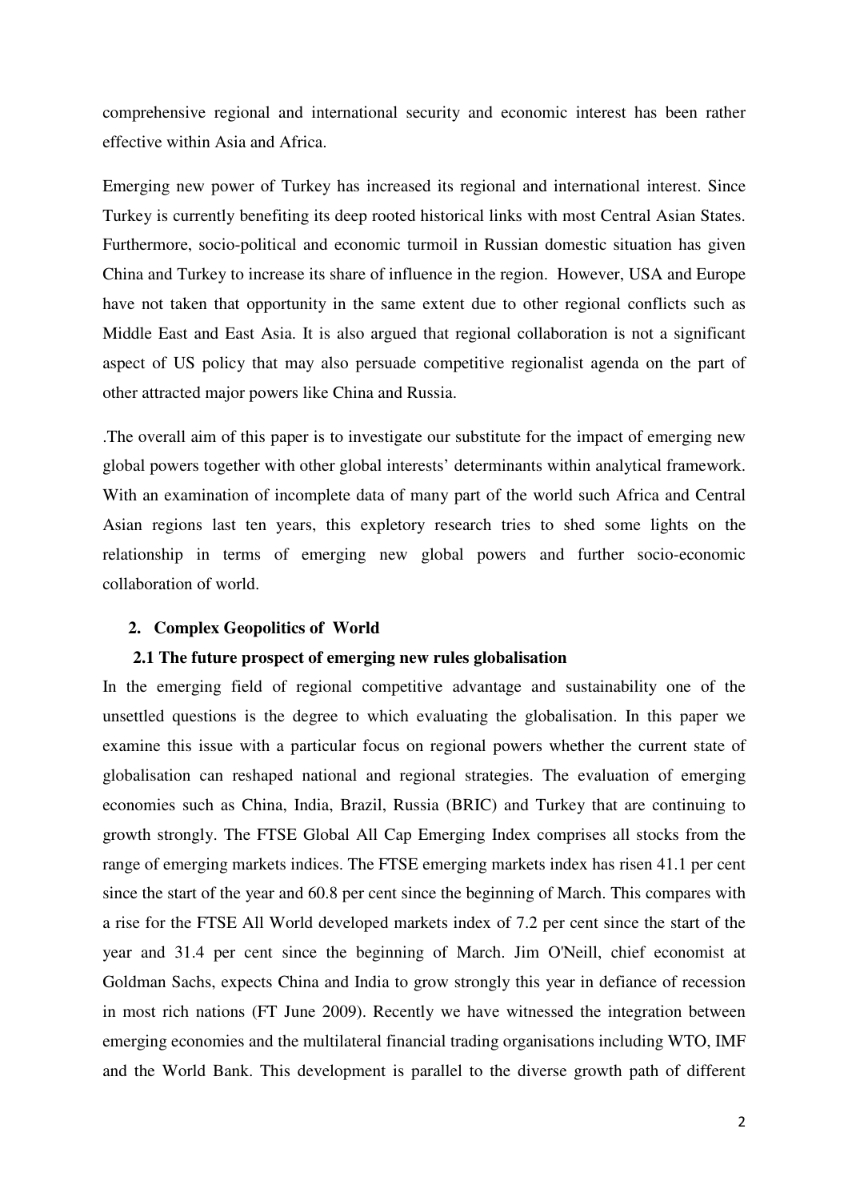comprehensive regional and international security and economic interest has been rather effective within Asia and Africa.

Emerging new power of Turkey has increased its regional and international interest. Since Turkey is currently benefiting its deep rooted historical links with most Central Asian States. Furthermore, socio-political and economic turmoil in Russian domestic situation has given China and Turkey to increase its share of influence in the region. However, USA and Europe have not taken that opportunity in the same extent due to other regional conflicts such as Middle East and East Asia. It is also argued that regional collaboration is not a significant aspect of US policy that may also persuade competitive regionalist agenda on the part of other attracted major powers like China and Russia.

.The overall aim of this paper is to investigate our substitute for the impact of emerging new global powers together with other global interests' determinants within analytical framework. With an examination of incomplete data of many part of the world such Africa and Central Asian regions last ten years, this expletory research tries to shed some lights on the relationship in terms of emerging new global powers and further socio-economic collaboration of world.

## 2. Complex Geopolitics of World

### 2.1 The future prospect of emerging new rules globalisation

In the emerging field of regional competitive advantage and sustainability one of the unsettled questions is the degree to which evaluating the globalisation. In this paper we examine this issue with a particular focus on regional powers whether the current state of globalisation can reshaped national and regional strategies. The evaluation of emerging economies such as China, India, Brazil, Russia (BRIC) and Turkey that are continuing to growth strongly. The FTSE Global All Cap Emerging Index comprises all stocks from the range of emerging markets indices. The FTSE emerging markets index has risen 41.1 per cent since the start of the year and 60.8 per cent since the beginning of March. This compares with a rise for the FTSE All World developed markets index of 7.2 per cent since the start of the year and 31.4 per cent since the beginning of March. Jim O'Neill, chief economist at Goldman Sachs, expects China and India to grow strongly this year in defiance of recession in most rich nations (FT June 2009). Recently we have witnessed the integration between emerging economies and the multilateral financial trading organisations including WTO, IMF and the World Bank. This development is parallel to the diverse growth path of different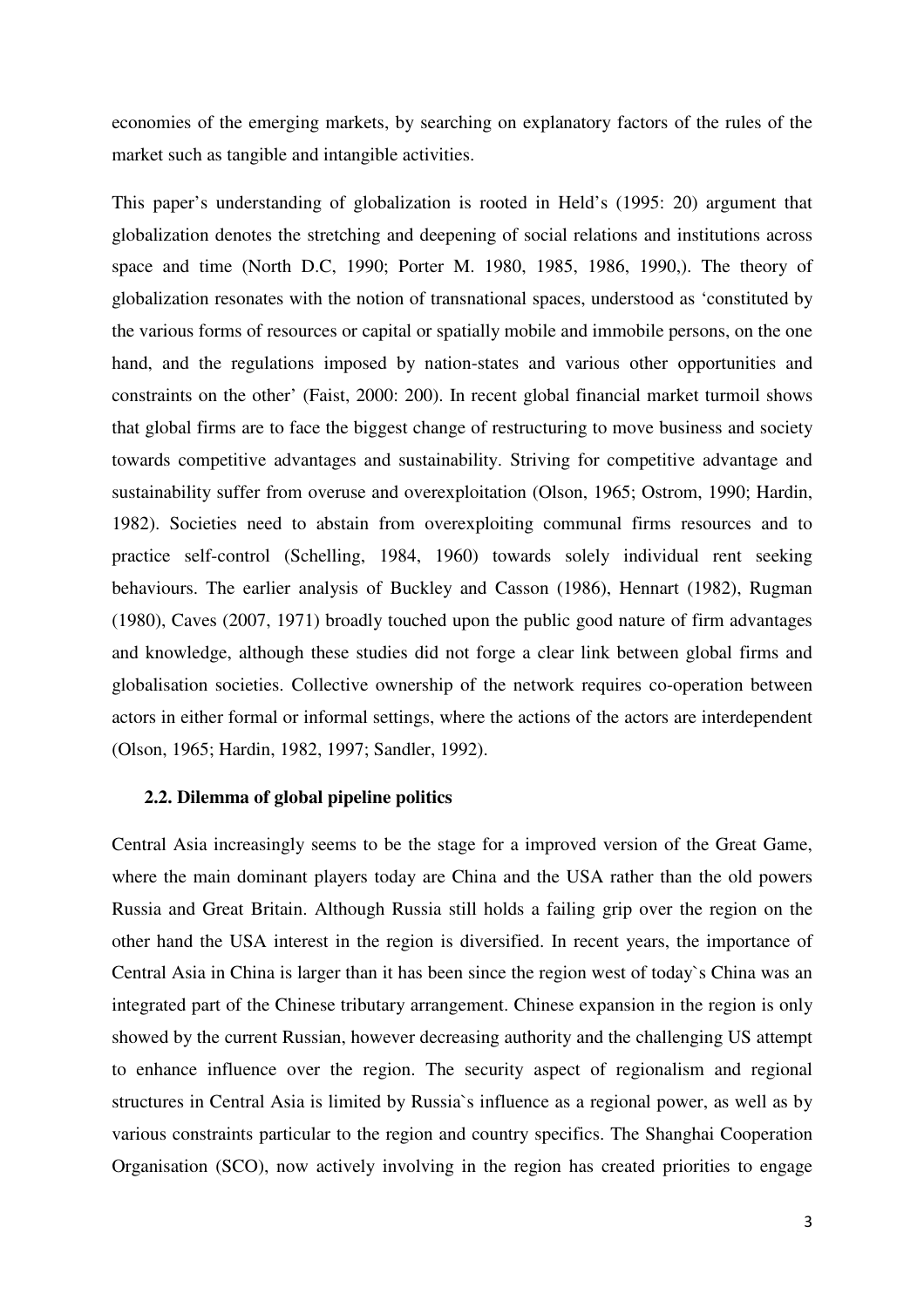economies of the emerging markets, by searching on explanatory factors of the rules of the market such as tangible and intangible activities.

This paper's understanding of globalization is rooted in Held's (1995: 20) argument that globalization denotes the stretching and deepening of social relations and institutions across space and time (North D.C, 1990; Porter M. 1980, 1985, 1986, 1990,). The theory of globalization resonates with the notion of transnational spaces, understood as 'constituted by the various forms of resources or capital or spatially mobile and immobile persons, on the one hand, and the regulations imposed by nation-states and various other opportunities and constraints on the other' (Faist, 2000: 200). In recent global financial market turmoil shows that global firms are to face the biggest change of restructuring to move business and society towards competitive advantages and sustainability. Striving for competitive advantage and sustainability suffer from overuse and overexploitation (Olson, 1965; Ostrom, 1990; Hardin, 1982). Societies need to abstain from overexploiting communal firms resources and to practice self-control (Schelling, 1984, 1960) towards solely individual rent seeking behaviours. The earlier analysis of Buckley and Casson (1986), Hennart (1982), Rugman (1980), Caves (2007, 1971) broadly touched upon the public good nature of firm advantages and knowledge, although these studies did not forge a clear link between global firms and globalisation societies. Collective ownership of the network requires co-operation between actors in either formal or informal settings, where the actions of the actors are interdependent (Olson, 1965; Hardin, 1982, 1997; Sandler, 1992).

### 2.2. Dilemma of global pipeline politics

Central Asia increasingly seems to be the stage for a improved version of the Great Game, where the main dominant players today are China and the USA rather than the old powers Russia and Great Britain. Although Russia still holds a failing grip over the region on the other hand the USA interest in the region is diversified. In recent years, the importance of Central Asia in China is larger than it has been since the region west of today`s China was an integrated part of the Chinese tributary arrangement. Chinese expansion in the region is only showed by the current Russian, however decreasing authority and the challenging US attempt to enhance influence over the region. The security aspect of regionalism and regional structures in Central Asia is limited by Russia`s influence as a regional power, as well as by various constraints particular to the region and country specifics. The Shanghai Cooperation Organisation (SCO), now actively involving in the region has created priorities to engage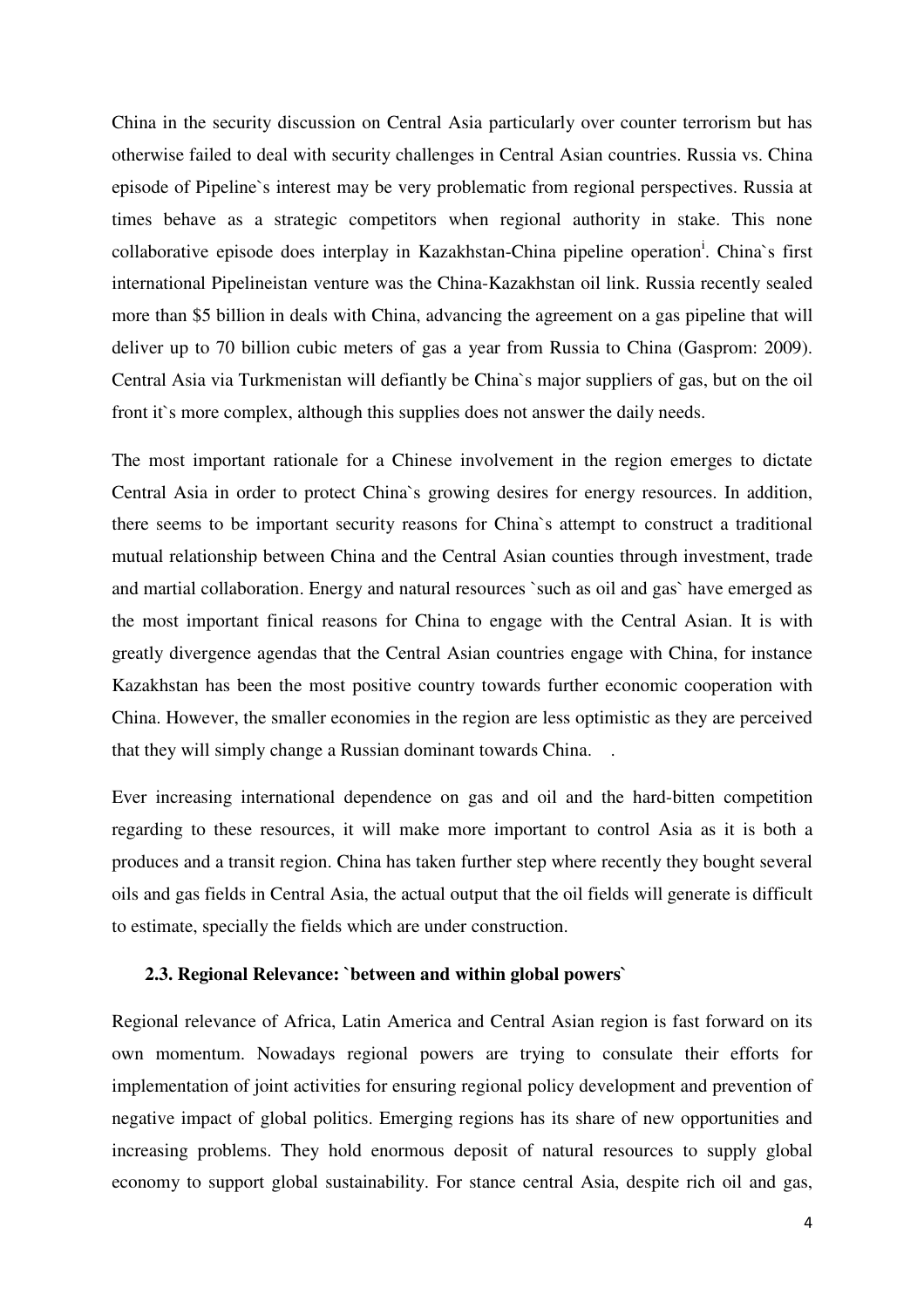China in the security discussion on Central Asia particularly over counter terrorism but has otherwise failed to deal with security challenges in Central Asian countries. Russia vs. China episode of Pipeline`s interest may be very problematic from regional perspectives. Russia at times behave as a strategic competitors when regional authority in stake. This none collaborative episode does interplay in Kazakhstan-China pipeline operation[i]. China`s first international Pipelineistan venture was the China-Kazakhstan oil link. Russia recently sealed more than $5 billion in deals with China, advancing the agreement on a gas pipeline that will deliver up to 70 billion cubic meters of gas a year from Russia to China (Gasprom: 2009). Central Asia via Turkmenistan will defiantly be China`s major suppliers of gas, but on the oil front it`s more complex, although this supplies does not answer the daily needs.

The most important rationale for a Chinese involvement in the region emerges to dictate Central Asia in order to protect China`s growing desires for energy resources. In addition, there seems to be important security reasons for China`s attempt to construct a traditional mutual relationship between China and the Central Asian counties through investment, trade and martial collaboration. Energy and natural resources `such as oil and gas` have emerged as the most important finical reasons for China to engage with the Central Asian. It is with greatly divergence agendas that the Central Asian countries engage with China, for instance Kazakhstan has been the most positive country towards further economic cooperation with China. However, the smaller economies in the region are less optimistic as they are perceived that they will simply change a Russian dominant towards China. .

Ever increasing international dependence on gas and oil and the hard-bitten competition regarding to these resources, it will make more important to control Asia as it is both a produces and a transit region. China has taken further step where recently they bought several oils and gas fields in Central Asia, the actual output that the oil fields will generate is difficult to estimate, specially the fields which are under construction.

### 2.3. Regional Relevance: `between and within global powers`

Regional relevance of Africa, Latin America and Central Asian region is fast forward on its own momentum. Nowadays regional powers are trying to consulate their efforts for implementation of joint activities for ensuring regional policy development and prevention of negative impact of global politics. Emerging regions has its share of new opportunities and increasing problems. They hold enormous deposit of natural resources to supply global economy to support global sustainability. For stance central Asia, despite rich oil and gas,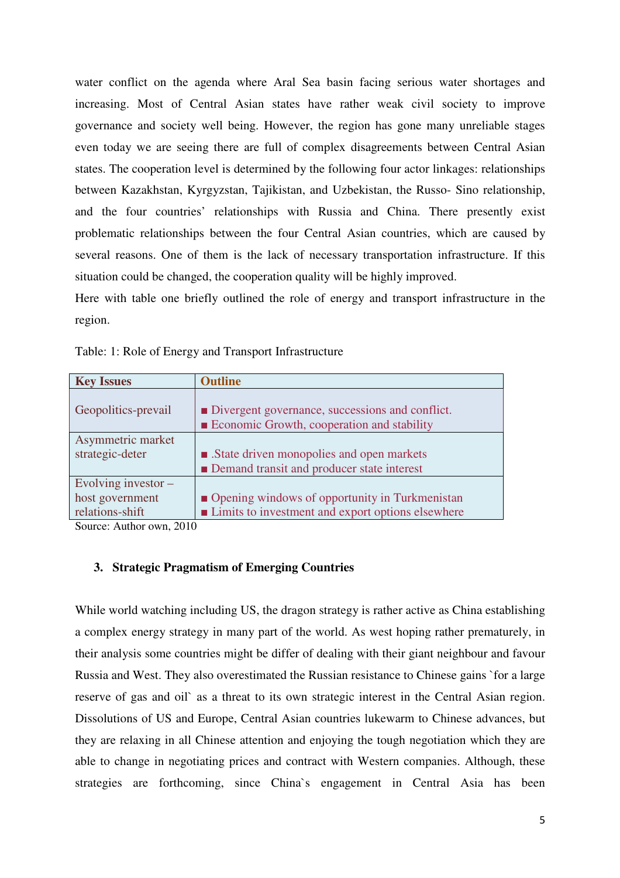water conflict on the agenda where Aral Sea basin facing serious water shortages and increasing. Most of Central Asian states have rather weak civil society to improve governance and society well being. However, the region has gone many unreliable stages even today we are seeing there are full of complex disagreements between Central Asian states. The cooperation level is determined by the following four actor linkages: relationships between Kazakhstan, Kyrgyzstan, Tajikistan, and Uzbekistan, the Russo- Sino relationship, and the four countries' relationships with Russia and China. There presently exist problematic relationships between the four Central Asian countries, which are caused by several reasons. One of them is the lack of necessary transportation infrastructure. If this situation could be changed, the cooperation quality will be highly improved.

Here with table one briefly outlined the role of energy and transport infrastructure in the region.

Table: 1: Role of Energy and Transport Infrastructure

| **Key Issues** | **Outline** |
|---|---|
| Geopolitics-prevail | ■ Divergent governance, successions and conflict.<br>■ Economic Growth, cooperation and stability |
| Asymmetric market strategic-deter | ■ .State driven monopolies and open markets<br>■ Demand transit and producer state interest |
| Evolving investor – host government relations-shift | ■ Opening windows of opportunity in Turkmenistan<br>■ Limits to investment and export options elsewhere |

Source: Author own, 2010

## 3. Strategic Pragmatism of Emerging Countries

While world watching including US, the dragon strategy is rather active as China establishing a complex energy strategy in many part of the world. As west hoping rather prematurely, in their analysis some countries might be differ of dealing with their giant neighbour and favour Russia and West. They also overestimated the Russian resistance to Chinese gains `for a large reserve of gas and oil` as a threat to its own strategic interest in the Central Asian region. Dissolutions of US and Europe, Central Asian countries lukewarm to Chinese advances, but they are relaxing in all Chinese attention and enjoying the tough negotiation which they are able to change in negotiating prices and contract with Western companies. Although, these strategies are forthcoming, since China`s engagement in Central Asia has been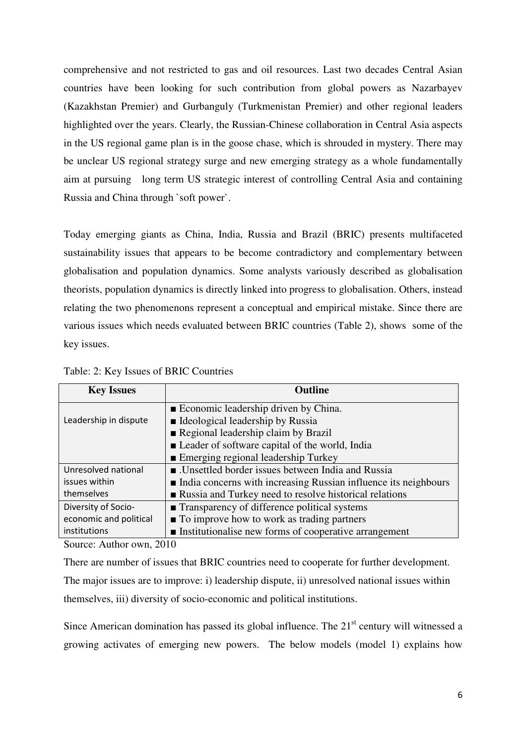comprehensive and not restricted to gas and oil resources. Last two decades Central Asian countries have been looking for such contribution from global powers as Nazarbayev (Kazakhstan Premier) and Gurbanguly (Turkmenistan Premier) and other regional leaders highlighted over the years. Clearly, the Russian-Chinese collaboration in Central Asia aspects in the US regional game plan is in the goose chase, which is shrouded in mystery. There may be unclear US regional strategy surge and new emerging strategy as a whole fundamentally aim at pursuing long term US strategic interest of controlling Central Asia and containing Russia and China through `soft power`.

Today emerging giants as China, India, Russia and Brazil (BRIC) presents multifaceted sustainability issues that appears to be become contradictory and complementary between globalisation and population dynamics. Some analysts variously described as globalisation theorists, population dynamics is directly linked into progress to globalisation. Others, instead relating the two phenomenons represent a conceptual and empirical mistake. Since there are various issues which needs evaluated between BRIC countries (Table 2), shows some of the key issues.

Table: 2: Key Issues of BRIC Countries

| Key Issues | Outline |
|---|---|
| Leadership in dispute | ■ Economic leadership driven by China.<br>■ Ideological leadership by Russia<br>■ Regional leadership claim by Brazil<br>■ Leader of software capital of the world, India<br>■ Emerging regional leadership Turkey |
| Unresolved national issues within themselves | ■ .Unsettled border issues between India and Russia<br>■ India concerns with increasing Russian influence its neighbours<br>■ Russia and Turkey need to resolve historical relations |
| Diversity of Socio-economic and political institutions | ■ Transparency of difference political systems<br>■ To improve how to work as trading partners<br>■ Institutionalise new forms of cooperative arrangement |

Source: Author own, 2010

There are number of issues that BRIC countries need to cooperate for further development. The major issues are to improve: i) leadership dispute, ii) unresolved national issues within themselves, iii) diversity of socio-economic and political institutions.

Since American domination has passed its global influence. The 21st century will witnessed a growing activates of emerging new powers. The below models (model 1) explains how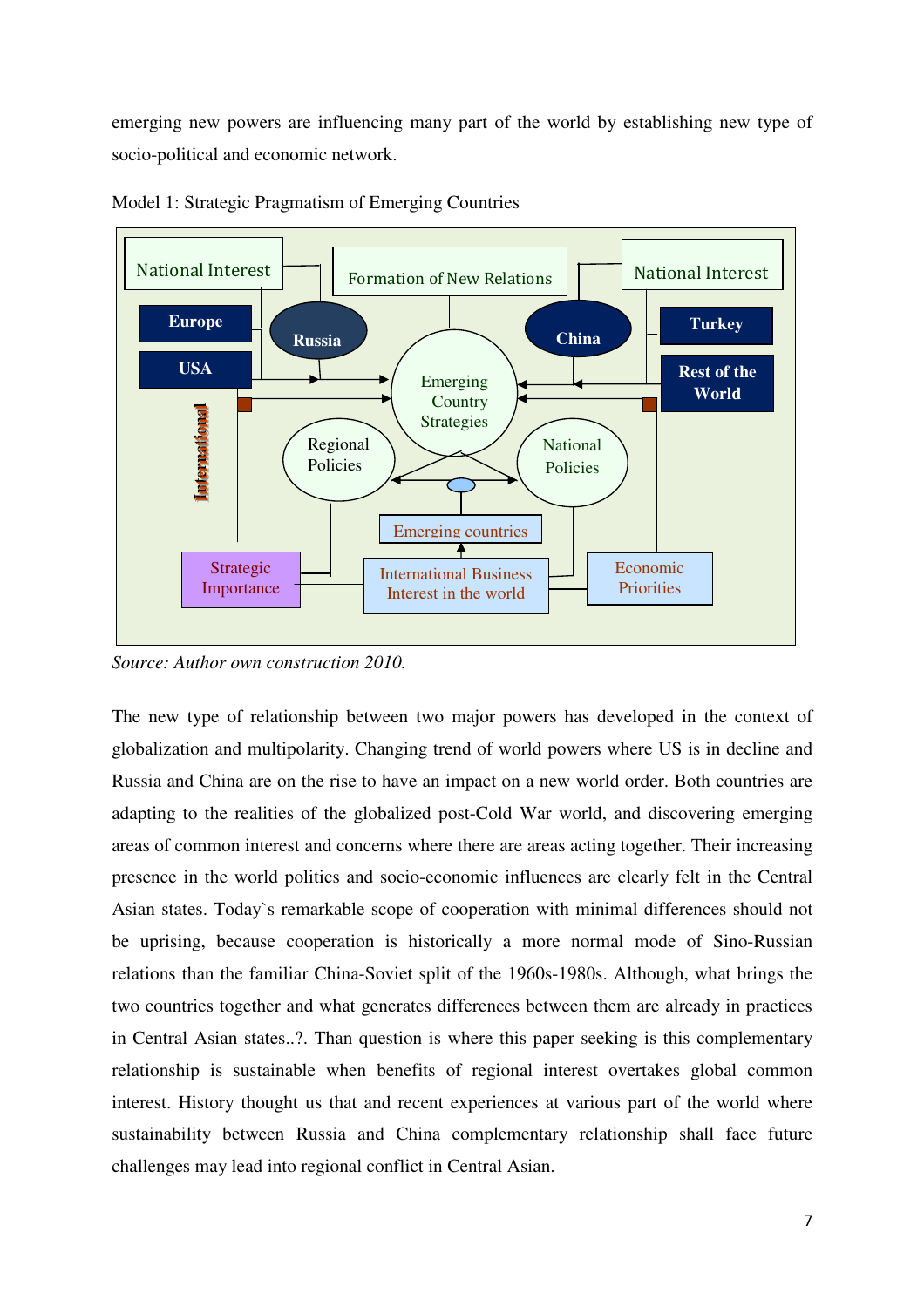emerging new powers are influencing many part of the world by establishing new type of socio-political and economic network.

Model 1: Strategic Pragmatism of Emerging Countries

National Interest | Formation of New Relations | National Interest

Europe | Russia | China | Turkey

USA | Emerging Country Strategies | Rest of the World

International

Regional Policies | National Policies

Emerging countries

Strategic Importance | International Business Interest in the world | Economic Priorities

*Source: Author own construction 2010.*

The new type of relationship between two major powers has developed in the context of globalization and multipolarity. Changing trend of world powers where US is in decline and Russia and China are on the rise to have an impact on a new world order. Both countries are adapting to the realities of the globalized post-Cold War world, and discovering emerging areas of common interest and concerns where there are areas acting together. Their increasing presence in the world politics and socio-economic influences are clearly felt in the Central Asian states. Today`s remarkable scope of cooperation with minimal differences should not be uprising, because cooperation is historically a more normal mode of Sino-Russian relations than the familiar China-Soviet split of the 1960s-1980s. Although, what brings the two countries together and what generates differences between them are already in practices in Central Asian states..?. Than question is where this paper seeking is this complementary relationship is sustainable when benefits of regional interest overtakes global common interest. History thought us that and recent experiences at various part of the world where sustainability between Russia and China complementary relationship shall face future challenges may lead into regional conflict in Central Asian.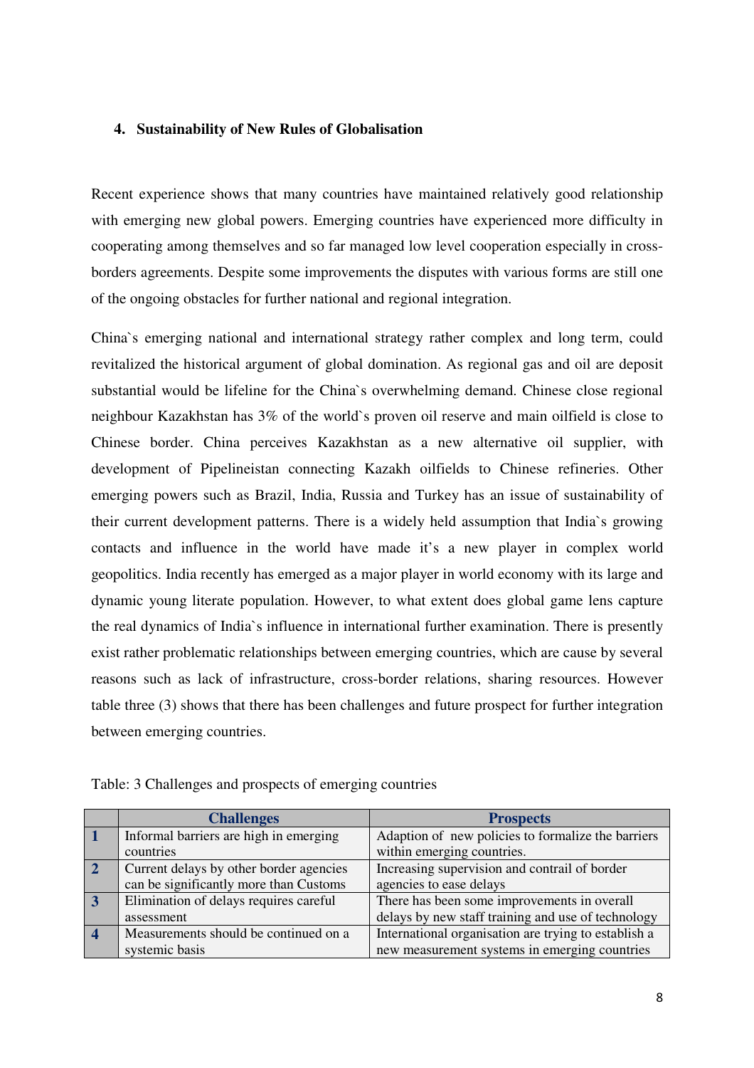## 4. Sustainability of New Rules of Globalisation

Recent experience shows that many countries have maintained relatively good relationship with emerging new global powers. Emerging countries have experienced more difficulty in cooperating among themselves and so far managed low level cooperation especially in cross-borders agreements. Despite some improvements the disputes with various forms are still one of the ongoing obstacles for further national and regional integration.

China`s emerging national and international strategy rather complex and long term, could revitalized the historical argument of global domination. As regional gas and oil are deposit substantial would be lifeline for the China`s overwhelming demand. Chinese close regional neighbour Kazakhstan has 3% of the world`s proven oil reserve and main oilfield is close to Chinese border. China perceives Kazakhstan as a new alternative oil supplier, with development of Pipelineistan connecting Kazakh oilfields to Chinese refineries. Other emerging powers such as Brazil, India, Russia and Turkey has an issue of sustainability of their current development patterns. There is a widely held assumption that India`s growing contacts and influence in the world have made it's a new player in complex world geopolitics. India recently has emerged as a major player in world economy with its large and dynamic young literate population. However, to what extent does global game lens capture the real dynamics of India`s influence in international further examination. There is presently exist rather problematic relationships between emerging countries, which are cause by several reasons such as lack of infrastructure, cross-border relations, sharing resources. However table three (3) shows that there has been challenges and future prospect for further integration between emerging countries.

Table: 3 Challenges and prospects of emerging countries

| | Challenges | Prospects |
|---|---|---|
| **1** | Informal barriers are high in emerging countries | Adaption of new policies to formalize the barriers within emerging countries. |
| **2** | Current delays by other border agencies can be significantly more than Customs | Increasing supervision and contrail of border agencies to ease delays |
| **3** | Elimination of delays requires careful assessment | There has been some improvements in overall delays by new staff training and use of technology |
| **4** | Measurements should be continued on a systemic basis | International organisation are trying to establish a new measurement systems in emerging countries |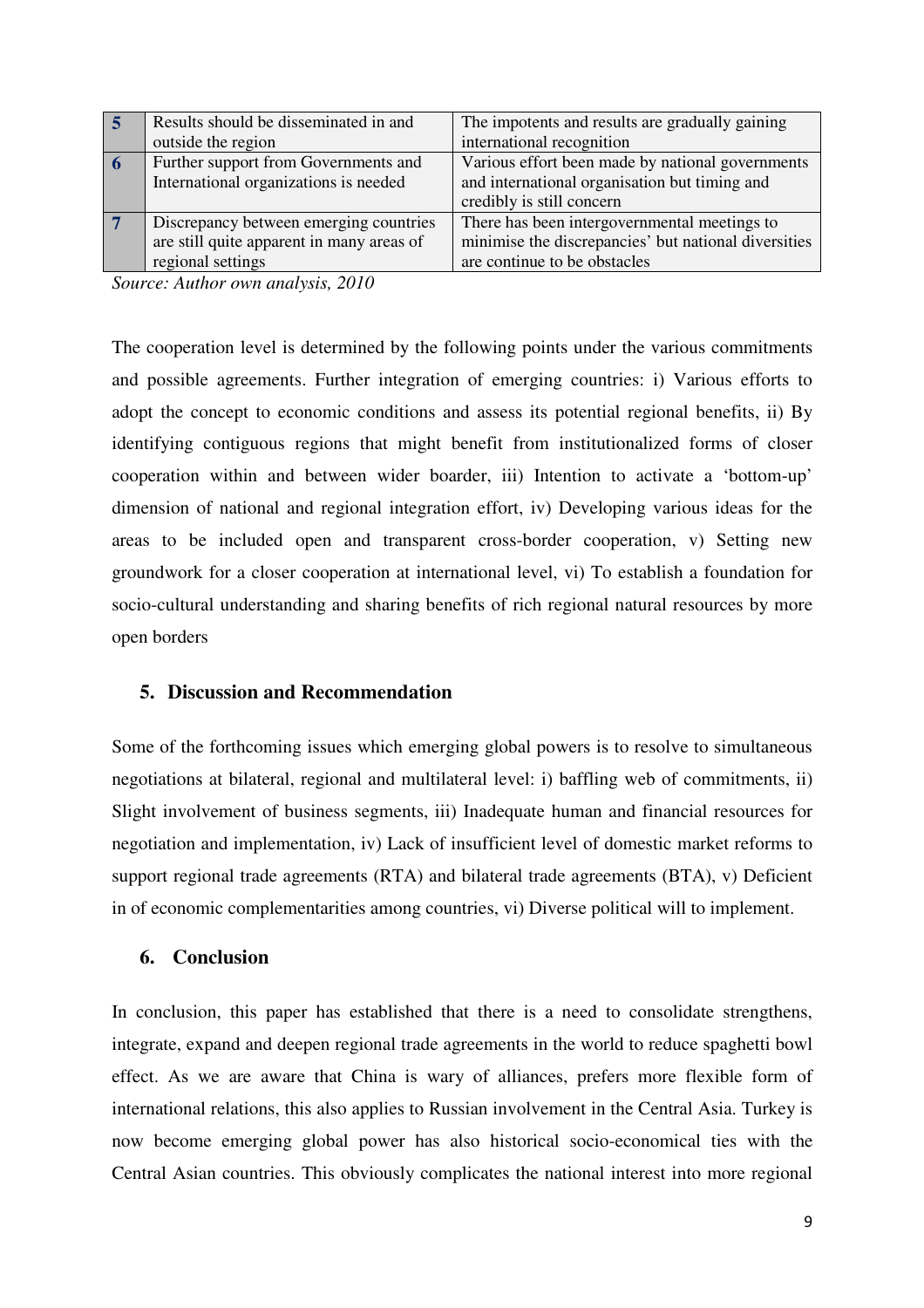| 5 | Results should be disseminated in and outside the region | The impotents and results are gradually gaining international recognition |
|---|---|---|
| 6 | Further support from Governments and International organizations is needed | Various effort been made by national governments and international organisation but timing and credibly is still concern |
| 7 | Discrepancy between emerging countries are still quite apparent in many areas of regional settings | There has been intergovernmental meetings to minimise the discrepancies' but national diversities are continue to be obstacles |

*Source: Author own analysis, 2010*

The cooperation level is determined by the following points under the various commitments and possible agreements. Further integration of emerging countries: i) Various efforts to adopt the concept to economic conditions and assess its potential regional benefits, ii) By identifying contiguous regions that might benefit from institutionalized forms of closer cooperation within and between wider boarder, iii) Intention to activate a 'bottom-up' dimension of national and regional integration effort, iv) Developing various ideas for the areas to be included open and transparent cross-border cooperation, v) Setting new groundwork for a closer cooperation at international level, vi) To establish a foundation for socio-cultural understanding and sharing benefits of rich regional natural resources by more open borders

## 5. Discussion and Recommendation

Some of the forthcoming issues which emerging global powers is to resolve to simultaneous negotiations at bilateral, regional and multilateral level: i) baffling web of commitments, ii) Slight involvement of business segments, iii) Inadequate human and financial resources for negotiation and implementation, iv) Lack of insufficient level of domestic market reforms to support regional trade agreements (RTA) and bilateral trade agreements (BTA), v) Deficient in of economic complementarities among countries, vi) Diverse political will to implement.

## 6. Conclusion

In conclusion, this paper has established that there is a need to consolidate strengthens, integrate, expand and deepen regional trade agreements in the world to reduce spaghetti bowl effect. As we are aware that China is wary of alliances, prefers more flexible form of international relations, this also applies to Russian involvement in the Central Asia. Turkey is now become emerging global power has also historical socio-economical ties with the Central Asian countries. This obviously complicates the national interest into more regional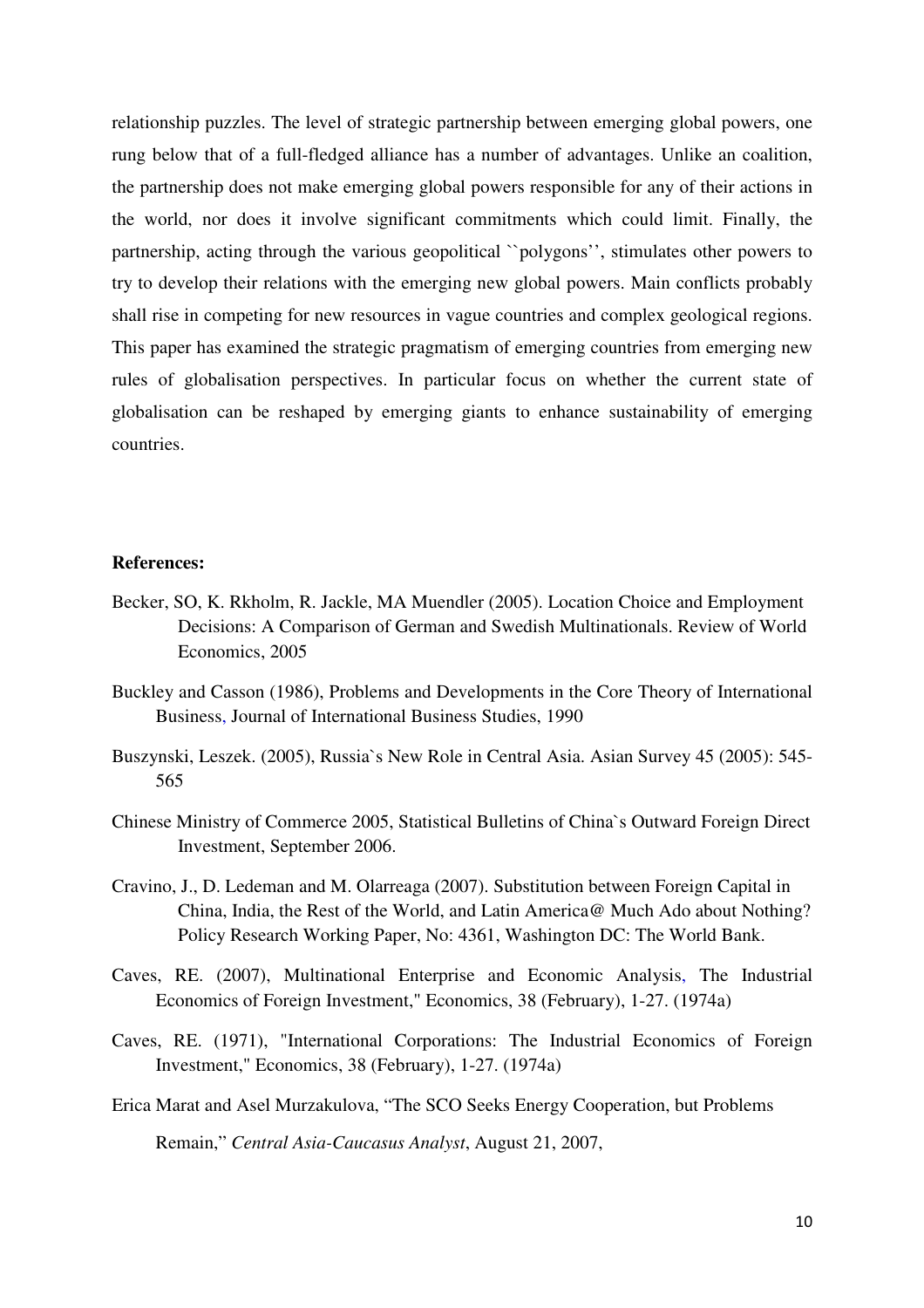relationship puzzles. The level of strategic partnership between emerging global powers, one rung below that of a full-fledged alliance has a number of advantages. Unlike an coalition, the partnership does not make emerging global powers responsible for any of their actions in the world, nor does it involve significant commitments which could limit. Finally, the partnership, acting through the various geopolitical ``polygons'', stimulates other powers to try to develop their relations with the emerging new global powers. Main conflicts probably shall rise in competing for new resources in vague countries and complex geological regions. This paper has examined the strategic pragmatism of emerging countries from emerging new rules of globalisation perspectives. In particular focus on whether the current state of globalisation can be reshaped by emerging giants to enhance sustainability of emerging countries.

**References:**

Becker, SO, K. Rkholm, R. Jackle, MA Muendler (2005). Location Choice and Employment Decisions: A Comparison of German and Swedish Multinationals. Review of World Economics, 2005

Buckley and Casson (1986), Problems and Developments in the Core Theory of International Business, Journal of International Business Studies, 1990

Buszynski, Leszek. (2005), Russia`s New Role in Central Asia. Asian Survey 45 (2005): 545-565

Chinese Ministry of Commerce 2005, Statistical Bulletins of China`s Outward Foreign Direct Investment, September 2006.

Cravino, J., D. Ledeman and M. Olarreaga (2007). Substitution between Foreign Capital in China, India, the Rest of the World, and Latin America@ Much Ado about Nothing? Policy Research Working Paper, No: 4361, Washington DC: The World Bank.

Caves, RE. (2007), Multinational Enterprise and Economic Analysis, The Industrial Economics of Foreign Investment," Economics, 38 (February), 1-27. (1974a)

Caves, RE. (1971), "International Corporations: The Industrial Economics of Foreign Investment," Economics, 38 (February), 1-27. (1974a)

Erica Marat and Asel Murzakulova, "The SCO Seeks Energy Cooperation, but Problems Remain," *Central Asia-Caucasus Analyst*, August 21, 2007,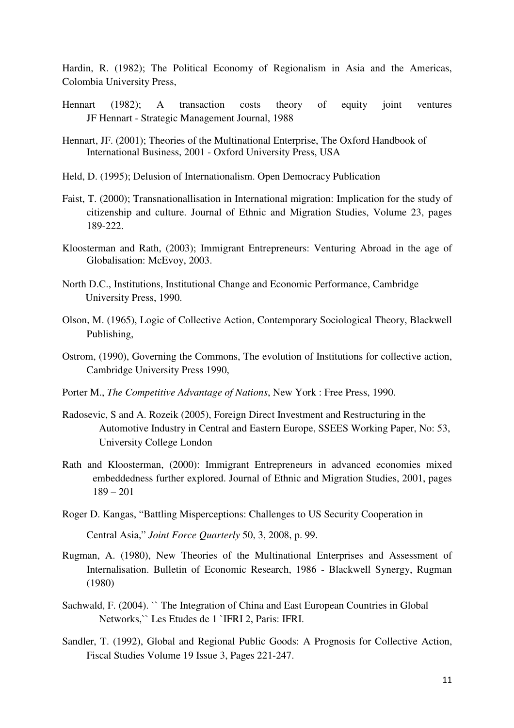Hardin, R. (1982); The Political Economy of Regionalism in Asia and the Americas, Colombia University Press,

Hennart (1982); A transaction costs theory of equity joint ventures JF Hennart - Strategic Management Journal, 1988

Hennart, JF. (2001); Theories of the Multinational Enterprise, The Oxford Handbook of International Business, 2001 - Oxford University Press, USA

Held, D. (1995); Delusion of Internationalism. Open Democracy Publication

Faist, T. (2000); Transnationallisation in International migration: Implication for the study of citizenship and culture. Journal of Ethnic and Migration Studies, Volume 23, pages 189-222.

Kloosterman and Rath, (2003); Immigrant Entrepreneurs: Venturing Abroad in the age of Globalisation: McEvoy, 2003.

North D.C., Institutions, Institutional Change and Economic Performance, Cambridge University Press, 1990.

Olson, M. (1965), Logic of Collective Action, Contemporary Sociological Theory, Blackwell Publishing,

Ostrom, (1990), Governing the Commons, The evolution of Institutions for collective action, Cambridge University Press 1990,

Porter M., *The Competitive Advantage of Nations*, New York : Free Press, 1990.

Radosevic, S and A. Rozeik (2005), Foreign Direct Investment and Restructuring in the Automotive Industry in Central and Eastern Europe, SSEES Working Paper, No: 53, University College London

Rath and Kloosterman, (2000): Immigrant Entrepreneurs in advanced economies mixed embeddedness further explored. Journal of Ethnic and Migration Studies, 2001, pages 189 – 201

Roger D. Kangas, "Battling Misperceptions: Challenges to US Security Cooperation in Central Asia," *Joint Force Quarterly* 50, 3, 2008, p. 99.

Rugman, A. (1980), New Theories of the Multinational Enterprises and Assessment of Internalisation. Bulletin of Economic Research, 1986 - Blackwell Synergy, Rugman (1980)

Sachwald, F. (2004). `` The Integration of China and East European Countries in Global Networks,`` Les Etudes de 1 `IFRI 2, Paris: IFRI.

Sandler, T. (1992), Global and Regional Public Goods: A Prognosis for Collective Action, Fiscal Studies Volume 19 Issue 3, Pages 221-247.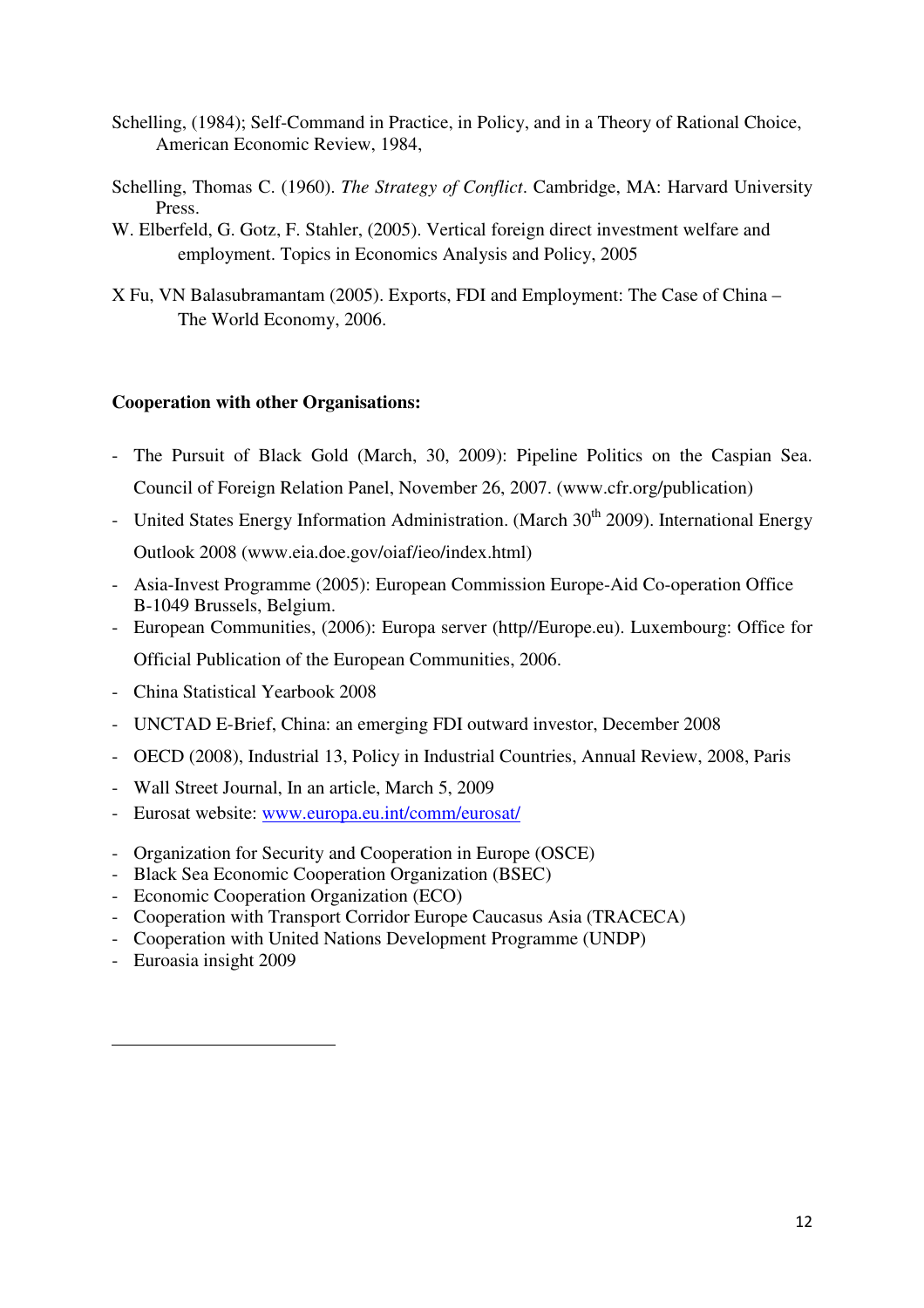Schelling, (1984); Self-Command in Practice, in Policy, and in a Theory of Rational Choice, American Economic Review, 1984,

Schelling, Thomas C. (1960). *The Strategy of Conflict*. Cambridge, MA: Harvard University Press.

W. Elberfeld, G. Gotz, F. Stahler, (2005). Vertical foreign direct investment welfare and employment. Topics in Economics Analysis and Policy, 2005

X Fu, VN Balasubramantam (2005). Exports, FDI and Employment: The Case of China – The World Economy, 2006.

**Cooperation with other Organisations:**

- The Pursuit of Black Gold (March, 30, 2009): Pipeline Politics on the Caspian Sea. Council of Foreign Relation Panel, November 26, 2007. (www.cfr.org/publication)
- United States Energy Information Administration. (March 30th 2009). International Energy Outlook 2008 (www.eia.doe.gov/oiaf/ieo/index.html)
- Asia-Invest Programme (2005): European Commission Europe-Aid Co-operation Office B-1049 Brussels, Belgium.
- European Communities, (2006): Europa server (http//Europe.eu). Luxembourg: Office for Official Publication of the European Communities, 2006.
- China Statistical Yearbook 2008
- UNCTAD E-Brief, China: an emerging FDI outward investor, December 2008
- OECD (2008), Industrial 13, Policy in Industrial Countries, Annual Review, 2008, Paris
- Wall Street Journal, In an article, March 5, 2009
- Eurosat website: www.europa.eu.int/comm/eurosat/
- Organization for Security and Cooperation in Europe (OSCE)
- Black Sea Economic Cooperation Organization (BSEC)
- Economic Cooperation Organization (ECO)
- Cooperation with Transport Corridor Europe Caucasus Asia (TRACECA)
- Cooperation with United Nations Development Programme (UNDP)
- Euroasia insight 2009